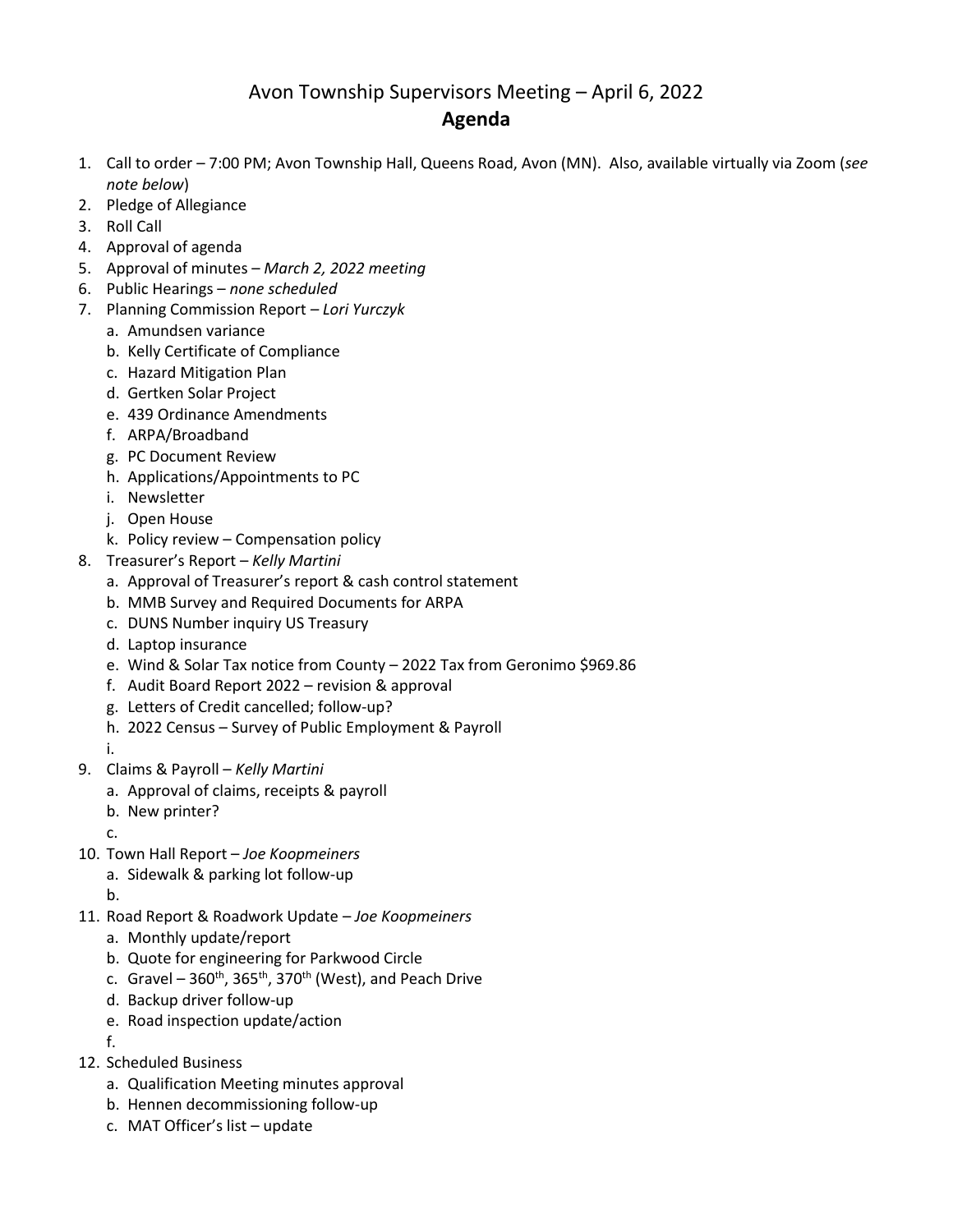# Avon Township Supervisors Meeting – April 6, 2022

## Agenda

1. Call to order – 7:00 PM; Avon Township Hall, Queens Road, Avon (MN). Also, available virtually via Zoom (*see note below*)
2. Pledge of Allegiance
3. Roll Call
4. Approval of agenda
5. Approval of minutes – *March 2, 2022 meeting*
6. Public Hearings – *none scheduled*
7. Planning Commission Report – *Lori Yurczyk*
    a. Amundsen variance
    b. Kelly Certificate of Compliance
    c. Hazard Mitigation Plan
    d. Gertken Solar Project
    e. 439 Ordinance Amendments
    f. ARPA/Broadband
    g. PC Document Review
    h. Applications/Appointments to PC
    i. Newsletter
    j. Open House
    k. Policy review – Compensation policy
8. Treasurer's Report – *Kelly Martini*
    a. Approval of Treasurer's report & cash control statement
    b. MMB Survey and Required Documents for ARPA
    c. DUNS Number inquiry US Treasury
    d. Laptop insurance
    e. Wind & Solar Tax notice from County – 2022 Tax from Geronimo $969.86
    f. Audit Board Report 2022 – revision & approval
    g. Letters of Credit cancelled; follow-up?
    h. 2022 Census – Survey of Public Employment & Payroll
    i.
9. Claims & Payroll – *Kelly Martini*
    a. Approval of claims, receipts & payroll
    b. New printer?
    c.
10. Town Hall Report – *Joe Koopmeiners*
    a. Sidewalk & parking lot follow-up
    b.
11. Road Report & Roadwork Update – *Joe Koopmeiners*
    a. Monthly update/report
    b. Quote for engineering for Parkwood Circle
    c. Gravel – 360th, 365th, 370th (West), and Peach Drive
    d. Backup driver follow-up
    e. Road inspection update/action
    f.
12. Scheduled Business
    a. Qualification Meeting minutes approval
    b. Hennen decommissioning follow-up
    c. MAT Officer's list – update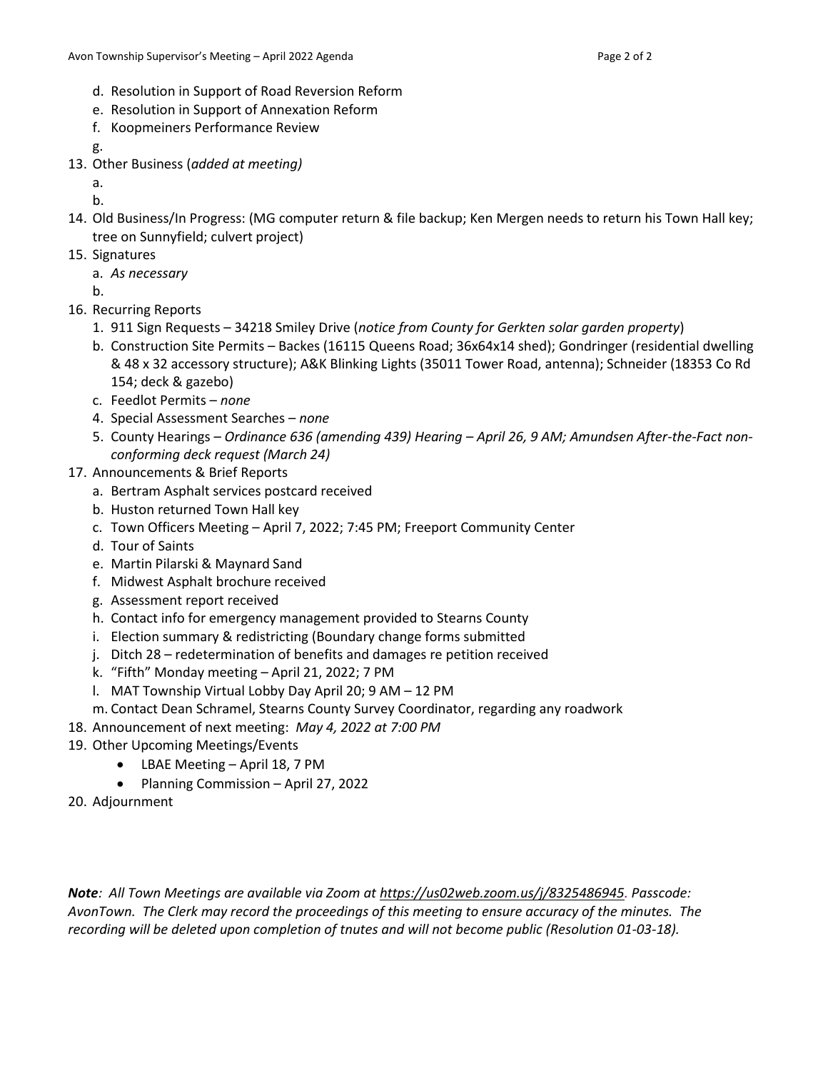d. Resolution in Support of Road Reversion Reform
e. Resolution in Support of Annexation Reform
f. Koopmeiners Performance Review
g.

13. Other Business (*added at meeting)*
    a.
    b.
14. Old Business/In Progress: (MG computer return & file backup; Ken Mergen needs to return his Town Hall key; tree on Sunnyfield; culvert project)
15. Signatures
    a. *As necessary*
    b.
16. Recurring Reports
    1. 911 Sign Requests – 34218 Smiley Drive (*notice from County for Gerkten solar garden property*)
    b. Construction Site Permits – Backes (16115 Queens Road; 36x64x14 shed); Gondringer (residential dwelling & 48 x 32 accessory structure); A&K Blinking Lights (35011 Tower Road, antenna); Schneider (18353 Co Rd 154; deck & gazebo)
    c. Feedlot Permits – *none*
    4. Special Assessment Searches – *none*
    5. County Hearings – *Ordinance 636 (amending 439) Hearing – April 26, 9 AM; Amundsen After-the-Fact non-conforming deck request (March 24)*
17. Announcements & Brief Reports
    a. Bertram Asphalt services postcard received
    b. Huston returned Town Hall key
    c. Town Officers Meeting – April 7, 2022; 7:45 PM; Freeport Community Center
    d. Tour of Saints
    e. Martin Pilarski & Maynard Sand
    f. Midwest Asphalt brochure received
    g. Assessment report received
    h. Contact info for emergency management provided to Stearns County
    i. Election summary & redistricting (Boundary change forms submitted
    j. Ditch 28 – redetermination of benefits and damages re petition received
    k. "Fifth" Monday meeting – April 21, 2022; 7 PM
    l. MAT Township Virtual Lobby Day April 20; 9 AM – 12 PM
    m. Contact Dean Schramel, Stearns County Survey Coordinator, regarding any roadwork
18. Announcement of next meeting: *May 4, 2022 at 7:00 PM*
19. Other Upcoming Meetings/Events
    - LBAE Meeting – April 18, 7 PM
    - Planning Commission – April 27, 2022
20. Adjournment

***Note**: All Town Meetings are available via Zoom at https://us02web.zoom.us/j/8325486945. Passcode: AvonTown. The Clerk may record the proceedings of this meeting to ensure accuracy of the minutes. The recording will be deleted upon completion of tnutes and will not become public (Resolution 01-03-18).*